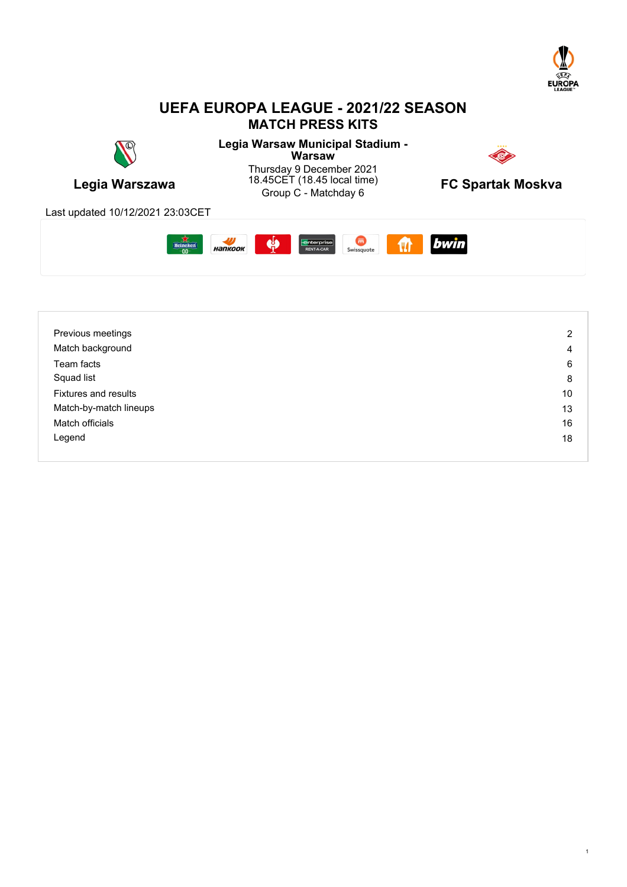# UEFA EUROPA LEAGUE - 2021/22 SEASON

## MATCH PRESS KITS

**Legia Warszawa**

**Legia Warsaw Municipal Stadium - Warsaw**

Thursday 9 December 2021
18.45CET (18.45 local time)
Group C - Matchday 6

**FC Spartak Moskva**

Last updated 10/12/2021 23:03CET

| | |
|---|---|
| Previous meetings | 2 |
| Match background | 4 |
| Team facts | 6 |
| Squad list | 8 |
| Fixtures and results | 10 |
| Match-by-match lineups | 13 |
| Match officials | 16 |
| Legend | 18 |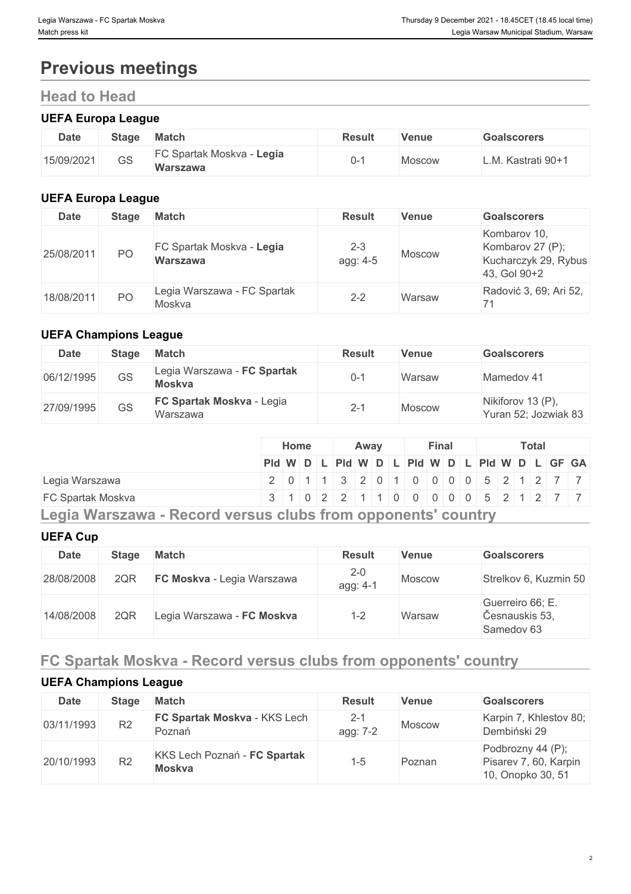# Previous meetings

## Head to Head

### UEFA Europa League

| Date | Stage | Match | Result | Venue | Goalscorers |
|---|---|---|---|---|---|
| 15/09/2021 | GS | FC Spartak Moskva - **Legia Warszawa** | 0-1 | Moscow | L.M. Kastrati 90+1 |

### UEFA Europa League

| Date | Stage | Match | Result | Venue | Goalscorers |
|---|---|---|---|---|---|
| 25/08/2011 | PO | FC Spartak Moskva - **Legia Warszawa** | 2-3 agg: 4-5 | Moscow | Kombarov 10, Kombarov 27 (P); Kucharczyk 29, Rybus 43, Gol 90+2 |
| 18/08/2011 | PO | Legia Warszawa - FC Spartak Moskva | 2-2 | Warsaw | Radović 3, 69; Ari 52, 71 |

### UEFA Champions League

| Date | Stage | Match | Result | Venue | Goalscorers |
|---|---|---|---|---|---|
| 06/12/1995 | GS | Legia Warszawa - **FC Spartak Moskva** | 0-1 | Warsaw | Mamedov 41 |
| 27/09/1995 | GS | **FC Spartak Moskva** - Legia Warszawa | 2-1 | Moscow | Nikiforov 13 (P), Yuran 52; Jozwiak 83 |

| | Home | | | | Away | | | | Final | | | | Total | | | | | |
|---|---|---|---|---|---|---|---|---|---|---|---|---|---|---|---|---|---|---|
| | Pld | W | D | L | Pld | W | D | L | Pld | W | D | L | Pld | W | D | L | GF | GA |
| Legia Warszawa | 2 | 0 | 1 | 1 | 3 | 2 | 0 | 1 | 0 | 0 | 0 | 0 | 5 | 2 | 1 | 2 | 7 | 7 |
| FC Spartak Moskva | 3 | 1 | 0 | 2 | 2 | 1 | 1 | 0 | 0 | 0 | 0 | 0 | 5 | 2 | 1 | 2 | 7 | 7 |

## Legia Warszawa - Record versus clubs from opponents' country

### UEFA Cup

| Date | Stage | Match | Result | Venue | Goalscorers |
|---|---|---|---|---|---|
| 28/08/2008 | 2QR | **FC Moskva** - Legia Warszawa | 2-0 agg: 4-1 | Moscow | Strelkov 6, Kuzmin 50 |
| 14/08/2008 | 2QR | Legia Warszawa - **FC Moskva** | 1-2 | Warsaw | Guerreiro 66; E. Česnauskis 53, Samedov 63 |

## FC Spartak Moskva - Record versus clubs from opponents' country

### UEFA Champions League

| Date | Stage | Match | Result | Venue | Goalscorers |
|---|---|---|---|---|---|
| 03/11/1993 | R2 | **FC Spartak Moskva** - KKS Lech Poznań | 2-1 agg: 7-2 | Moscow | Karpin 7, Khlestov 80; Dembiński 29 |
| 20/10/1993 | R2 | KKS Lech Poznań - **FC Spartak Moskva** | 1-5 | Poznan | Podbrozny 44 (P); Pisarev 7, 60, Karpin 10, Onopko 30, 51 |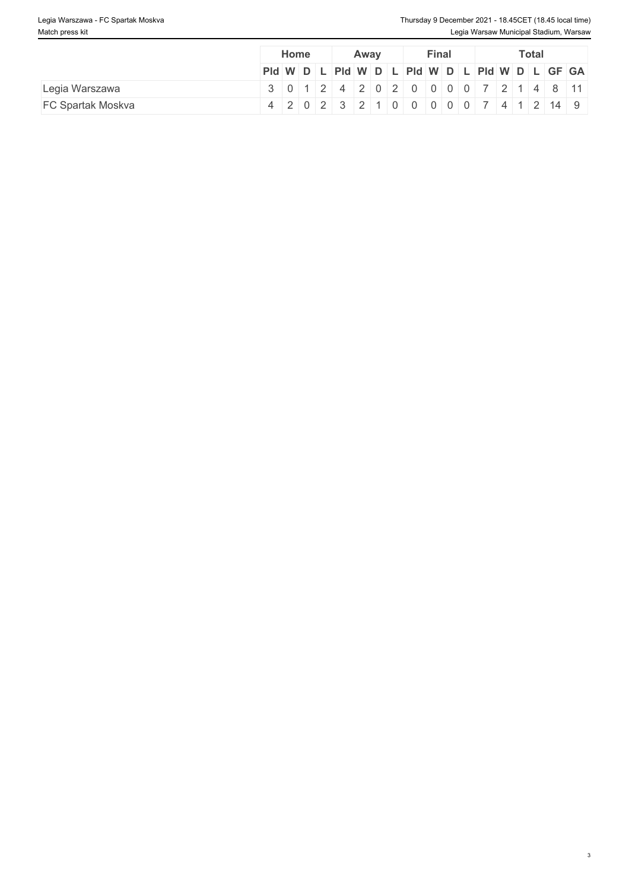| | Home | | | | Away | | | | Final | | | | Total | | | | | |
|---|---|---|---|---|---|---|---|---|---|---|---|---|---|---|---|---|---|---|
| | Pld | W | D | L | Pld | W | D | L | Pld | W | D | L | Pld | W | D | L | GF | GA |
| Legia Warszawa | 3 | 0 | 1 | 2 | 4 | 2 | 0 | 2 | 0 | 0 | 0 | 0 | 7 | 2 | 1 | 4 | 8 | 11 |
| FC Spartak Moskva | 4 | 2 | 0 | 2 | 3 | 2 | 1 | 0 | 0 | 0 | 0 | 0 | 7 | 4 | 1 | 2 | 14 | 9 |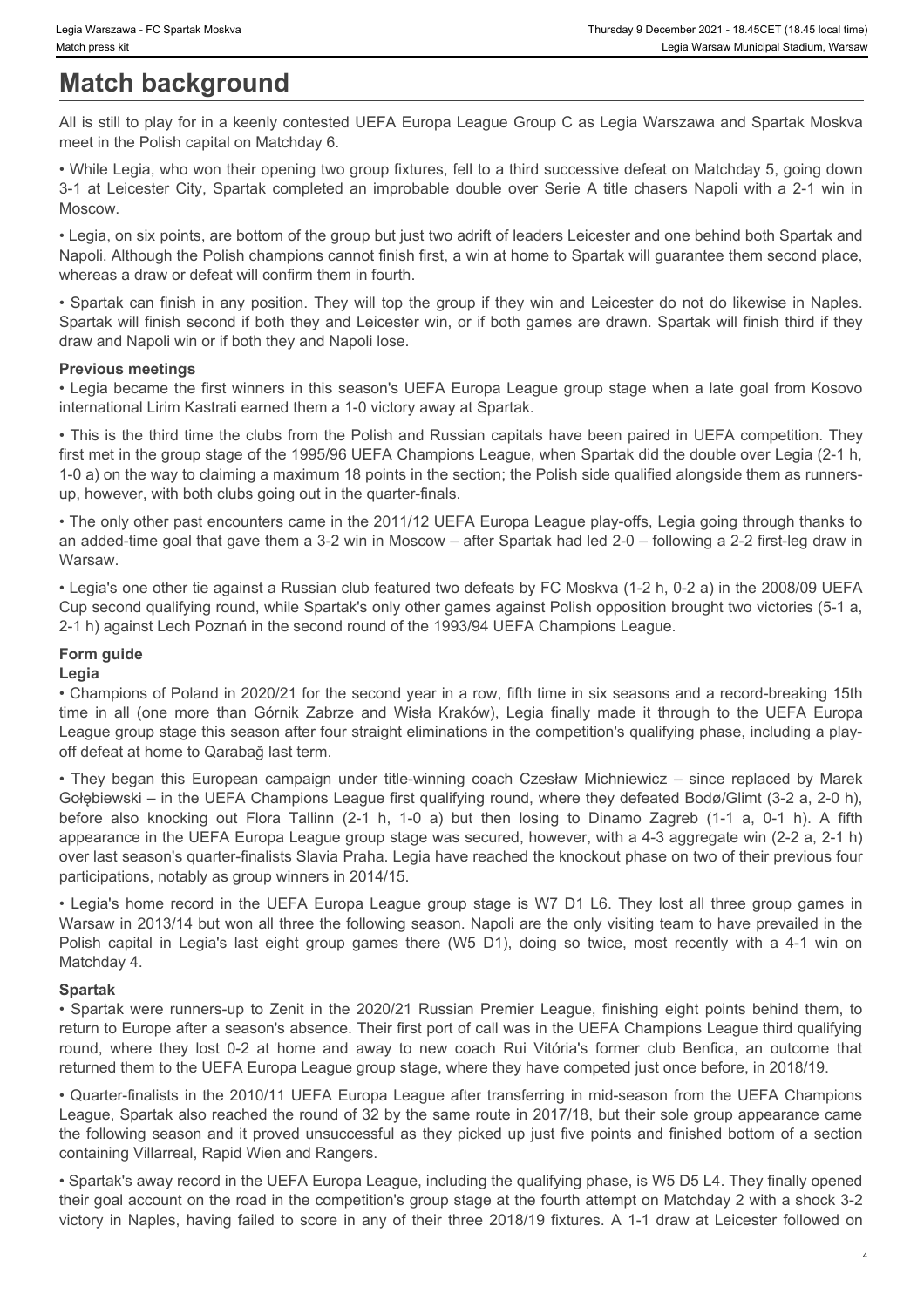# Match background

All is still to play for in a keenly contested UEFA Europa League Group C as Legia Warszawa and Spartak Moskva meet in the Polish capital on Matchday 6.

• While Legia, who won their opening two group fixtures, fell to a third successive defeat on Matchday 5, going down 3-1 at Leicester City, Spartak completed an improbable double over Serie A title chasers Napoli with a 2-1 win in Moscow.

• Legia, on six points, are bottom of the group but just two adrift of leaders Leicester and one behind both Spartak and Napoli. Although the Polish champions cannot finish first, a win at home to Spartak will guarantee them second place, whereas a draw or defeat will confirm them in fourth.

• Spartak can finish in any position. They will top the group if they win and Leicester do not do likewise in Naples. Spartak will finish second if both they and Leicester win, or if both games are drawn. Spartak will finish third if they draw and Napoli win or if both they and Napoli lose.

### Previous meetings

• Legia became the first winners in this season's UEFA Europa League group stage when a late goal from Kosovo international Lirim Kastrati earned them a 1-0 victory away at Spartak.

• This is the third time the clubs from the Polish and Russian capitals have been paired in UEFA competition. They first met in the group stage of the 1995/96 UEFA Champions League, when Spartak did the double over Legia (2-1 h, 1-0 a) on the way to claiming a maximum 18 points in the section; the Polish side qualified alongside them as runners-up, however, with both clubs going out in the quarter-finals.

• The only other past encounters came in the 2011/12 UEFA Europa League play-offs, Legia going through thanks to an added-time goal that gave them a 3-2 win in Moscow – after Spartak had led 2-0 – following a 2-2 first-leg draw in Warsaw.

• Legia's one other tie against a Russian club featured two defeats by FC Moskva (1-2 h, 0-2 a) in the 2008/09 UEFA Cup second qualifying round, while Spartak's only other games against Polish opposition brought two victories (5-1 a, 2-1 h) against Lech Poznań in the second round of the 1993/94 UEFA Champions League.

### Form guide

**Legia**

• Champions of Poland in 2020/21 for the second year in a row, fifth time in six seasons and a record-breaking 15th time in all (one more than Górnik Zabrze and Wisła Kraków), Legia finally made it through to the UEFA Europa League group stage this season after four straight eliminations in the competition's qualifying phase, including a play-off defeat at home to Qarabağ last term.

• They began this European campaign under title-winning coach Czesław Michniewicz – since replaced by Marek Gołębiewski – in the UEFA Champions League first qualifying round, where they defeated Bodø/Glimt (3-2 a, 2-0 h), before also knocking out Flora Tallinn (2-1 h, 1-0 a) but then losing to Dinamo Zagreb (1-1 a, 0-1 h). A fifth appearance in the UEFA Europa League group stage was secured, however, with a 4-3 aggregate win (2-2 a, 2-1 h) over last season's quarter-finalists Slavia Praha. Legia have reached the knockout phase on two of their previous four participations, notably as group winners in 2014/15.

• Legia's home record in the UEFA Europa League group stage is W7 D1 L6. They lost all three group games in Warsaw in 2013/14 but won all three the following season. Napoli are the only visiting team to have prevailed in the Polish capital in Legia's last eight group games there (W5 D1), doing so twice, most recently with a 4-1 win on Matchday 4.

**Spartak**

• Spartak were runners-up to Zenit in the 2020/21 Russian Premier League, finishing eight points behind them, to return to Europe after a season's absence. Their first port of call was in the UEFA Champions League third qualifying round, where they lost 0-2 at home and away to new coach Rui Vitória's former club Benfica, an outcome that returned them to the UEFA Europa League group stage, where they have competed just once before, in 2018/19.

• Quarter-finalists in the 2010/11 UEFA Europa League after transferring in mid-season from the UEFA Champions League, Spartak also reached the round of 32 by the same route in 2017/18, but their sole group appearance came the following season and it proved unsuccessful as they picked up just five points and finished bottom of a section containing Villarreal, Rapid Wien and Rangers.

• Spartak's away record in the UEFA Europa League, including the qualifying phase, is W5 D5 L4. They finally opened their goal account on the road in the competition's group stage at the fourth attempt on Matchday 2 with a shock 3-2 victory in Naples, having failed to score in any of their three 2018/19 fixtures. A 1-1 draw at Leicester followed on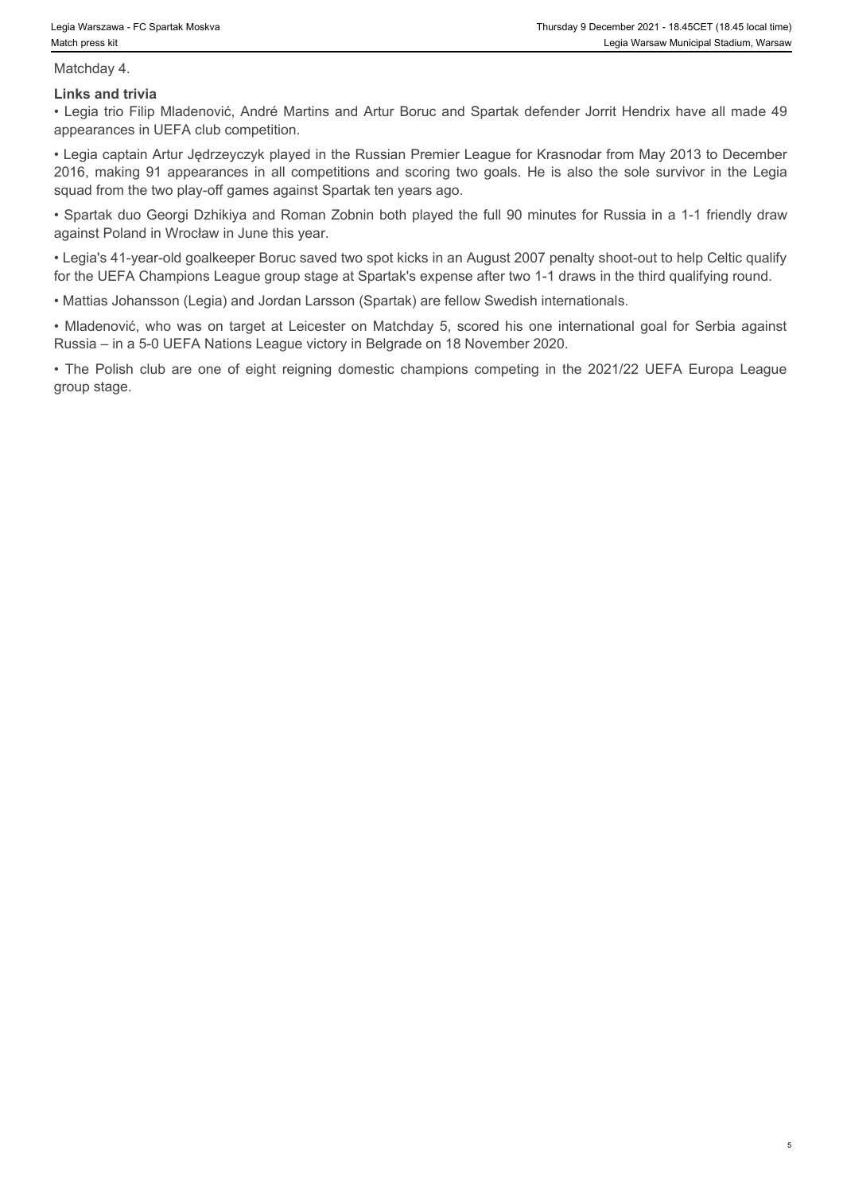Matchday 4.

**Links and trivia**

• Legia trio Filip Mladenović, André Martins and Artur Boruc and Spartak defender Jorrit Hendrix have all made 49 appearances in UEFA club competition.

• Legia captain Artur Jędrzeyczyk played in the Russian Premier League for Krasnodar from May 2013 to December 2016, making 91 appearances in all competitions and scoring two goals. He is also the sole survivor in the Legia squad from the two play-off games against Spartak ten years ago.

• Spartak duo Georgi Dzhikiya and Roman Zobnin both played the full 90 minutes for Russia in a 1-1 friendly draw against Poland in Wrocław in June this year.

• Legia's 41-year-old goalkeeper Boruc saved two spot kicks in an August 2007 penalty shoot-out to help Celtic qualify for the UEFA Champions League group stage at Spartak's expense after two 1-1 draws in the third qualifying round.

• Mattias Johansson (Legia) and Jordan Larsson (Spartak) are fellow Swedish internationals.

• Mladenović, who was on target at Leicester on Matchday 5, scored his one international goal for Serbia against Russia – in a 5-0 UEFA Nations League victory in Belgrade on 18 November 2020.

• The Polish club are one of eight reigning domestic champions competing in the 2021/22 UEFA Europa League group stage.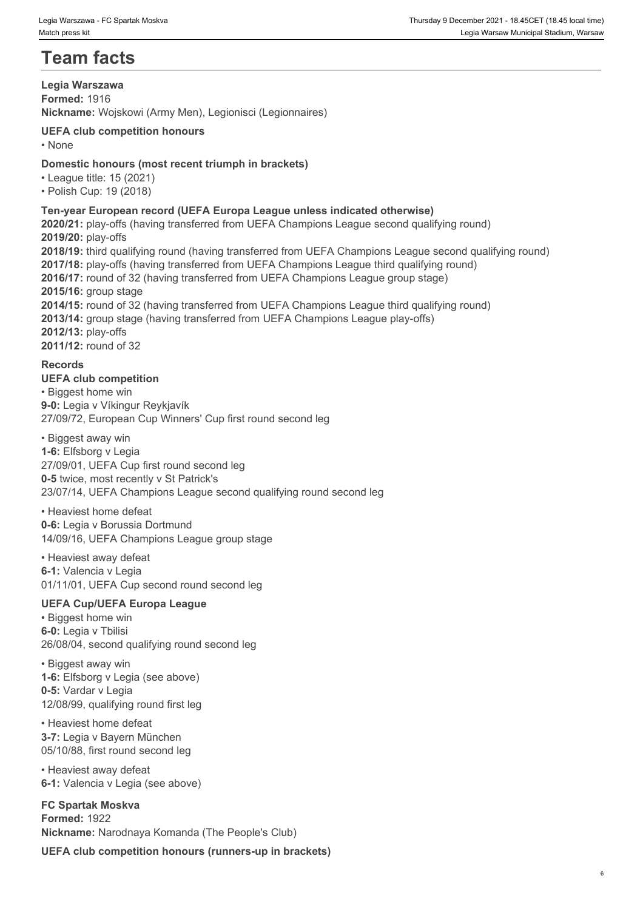# Team facts

**Legia Warszawa**
**Formed:** 1916
**Nickname:** Wojskowi (Army Men), Legionisci (Legionnaires)

**UEFA club competition honours**

- None

**Domestic honours (most recent triumph in brackets)**

- League title: 15 (2021)
- Polish Cup: 19 (2018)

**Ten-year European record (UEFA Europa League unless indicated otherwise)**
**2020/21:** play-offs (having transferred from UEFA Champions League second qualifying round)
**2019/20:** play-offs
**2018/19:** third qualifying round (having transferred from UEFA Champions League second qualifying round)
**2017/18:** play-offs (having transferred from UEFA Champions League third qualifying round)
**2016/17:** round of 32 (having transferred from UEFA Champions League group stage)
**2015/16:** group stage
**2014/15:** round of 32 (having transferred from UEFA Champions League third qualifying round)
**2013/14:** group stage (having transferred from UEFA Champions League play-offs)
**2012/13:** play-offs
**2011/12:** round of 32

**Records**
**UEFA club competition**

- Biggest home win

**9-0:** Legia v Víkingur Reykjavík
27/09/72, European Cup Winners' Cup first round second leg

- Biggest away win

**1-6:** Elfsborg v Legia
27/09/01, UEFA Cup first round second leg
**0-5** twice, most recently v St Patrick's
23/07/14, UEFA Champions League second qualifying round second leg

- Heaviest home defeat

**0-6:** Legia v Borussia Dortmund
14/09/16, UEFA Champions League group stage

- Heaviest away defeat

**6-1:** Valencia v Legia
01/11/01, UEFA Cup second round second leg

**UEFA Cup/UEFA Europa League**

- Biggest home win

**6-0:** Legia v Tbilisi
26/08/04, second qualifying round second leg

- Biggest away win

**1-6:** Elfsborg v Legia (see above)
**0-5:** Vardar v Legia
12/08/99, qualifying round first leg

- Heaviest home defeat

**3-7:** Legia v Bayern München
05/10/88, first round second leg

- Heaviest away defeat

**6-1:** Valencia v Legia (see above)

**FC Spartak Moskva**
**Formed:** 1922
**Nickname:** Narodnaya Komanda (The People's Club)

**UEFA club competition honours (runners-up in brackets)**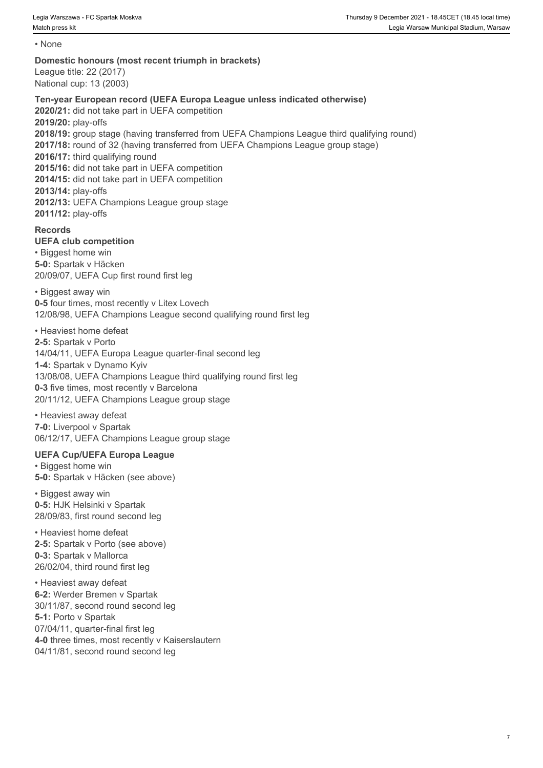• None

**Domestic honours (most recent triumph in brackets)**
League title: 22 (2017)
National cup: 13 (2003)

**Ten-year European record (UEFA Europa League unless indicated otherwise)**
**2020/21:** did not take part in UEFA competition
**2019/20:** play-offs
**2018/19:** group stage (having transferred from UEFA Champions League third qualifying round)
**2017/18:** round of 32 (having transferred from UEFA Champions League group stage)
**2016/17:** third qualifying round
**2015/16:** did not take part in UEFA competition
**2014/15:** did not take part in UEFA competition
**2013/14:** play-offs
**2012/13:** UEFA Champions League group stage
**2011/12:** play-offs

**Records**

**UEFA club competition**

• Biggest home win
**5-0:** Spartak v Häcken
20/09/07, UEFA Cup first round first leg

• Biggest away win
**0-5** four times, most recently v Litex Lovech
12/08/98, UEFA Champions League second qualifying round first leg

• Heaviest home defeat
**2-5:** Spartak v Porto
14/04/11, UEFA Europa League quarter-final second leg
**1-4:** Spartak v Dynamo Kyiv
13/08/08, UEFA Champions League third qualifying round first leg
**0-3** five times, most recently v Barcelona
20/11/12, UEFA Champions League group stage

• Heaviest away defeat
**7-0:** Liverpool v Spartak
06/12/17, UEFA Champions League group stage

**UEFA Cup/UEFA Europa League**

• Biggest home win
**5-0:** Spartak v Häcken (see above)

• Biggest away win
**0-5:** HJK Helsinki v Spartak
28/09/83, first round second leg

• Heaviest home defeat
**2-5:** Spartak v Porto (see above)
**0-3:** Spartak v Mallorca
26/02/04, third round first leg

• Heaviest away defeat
**6-2:** Werder Bremen v Spartak
30/11/87, second round second leg
**5-1:** Porto v Spartak
07/04/11, quarter-final first leg
**4-0** three times, most recently v Kaiserslautern
04/11/81, second round second leg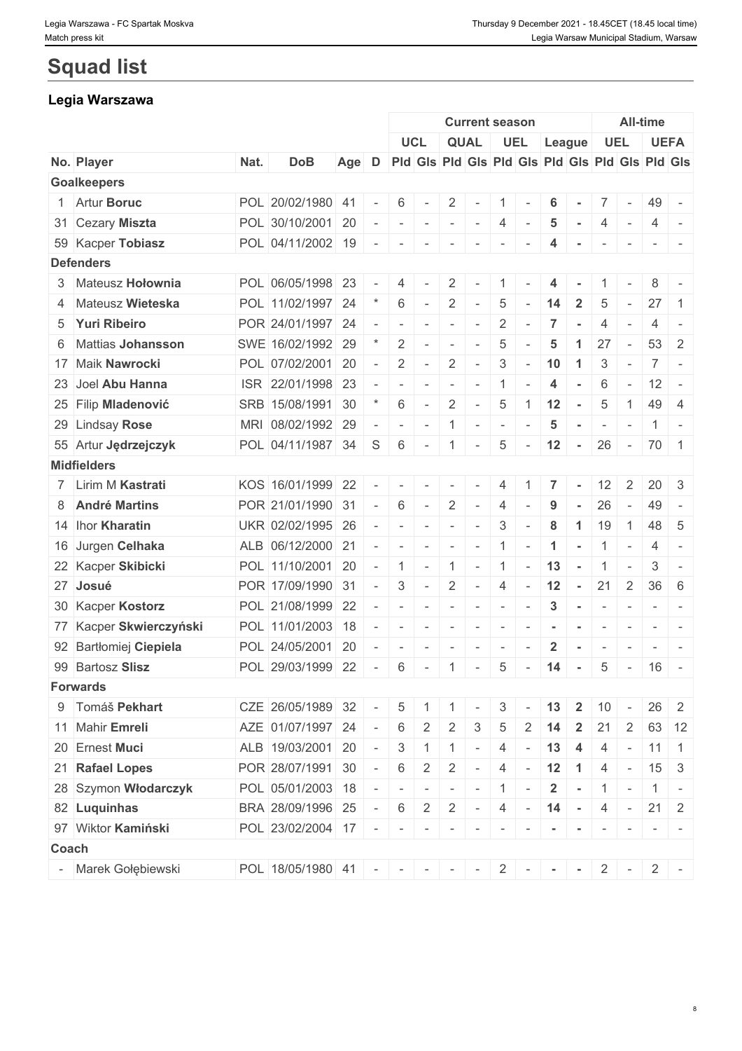# Squad list

## Legia Warszawa

| | | | | | | Current season | | | | | | | | All-time | | | |
|---|---|---|---|---|---|---|---|---|---|---|---|---|---|---|---|---|---|
| | | | | | | UCL | | QUAL | | UEL | | League | | UEL | | UEFA | |
| No. | Player | Nat. | DoB | Age | D | Pld | Gls | Pld | Gls | Pld | Gls | Pld | Gls | Pld | Gls | Pld | Gls |
| **Goalkeepers** | | | | | | | | | | | | | | | | | |
| 1 | Artur **Boruc** | POL | 20/02/1980 | 41 | - | 6 | - | 2 | - | 1 | - | 6 | - | 7 | - | 49 | - |
| 31 | Cezary **Miszta** | POL | 30/10/2001 | 20 | - | - | - | - | - | 4 | - | 5 | - | 4 | - | 4 | - |
| 59 | Kacper **Tobiasz** | POL | 04/11/2002 | 19 | - | - | - | - | - | - | - | 4 | - | - | - | - | - |
| **Defenders** | | | | | | | | | | | | | | | | | |
| 3 | Mateusz **Hołownia** | POL | 06/05/1998 | 23 | - | 4 | - | 2 | - | 1 | - | 4 | - | 1 | - | 8 | - |
| 4 | Mateusz **Wieteska** | POL | 11/02/1997 | 24 | * | 6 | - | 2 | - | 5 | - | 14 | 2 | 5 | - | 27 | 1 |
| 5 | **Yuri Ribeiro** | POR | 24/01/1997 | 24 | - | - | - | - | - | 2 | - | 7 | - | 4 | - | 4 | - |
| 6 | Mattias **Johansson** | SWE | 16/02/1992 | 29 | * | 2 | - | - | - | 5 | - | 5 | 1 | 27 | - | 53 | 2 |
| 17 | Maik **Nawrocki** | POL | 07/02/2001 | 20 | - | 2 | - | 2 | - | 3 | - | 10 | 1 | 3 | - | 7 | - |
| 23 | Joel **Abu Hanna** | ISR | 22/01/1998 | 23 | - | - | - | - | - | 1 | - | 4 | - | 6 | - | 12 | - |
| 25 | Filip **Mladenović** | SRB | 15/08/1991 | 30 | * | 6 | - | 2 | - | 5 | 1 | 12 | - | 5 | 1 | 49 | 4 |
| 29 | Lindsay **Rose** | MRI | 08/02/1992 | 29 | - | - | - | 1 | - | - | - | 5 | - | - | - | 1 | - |
| 55 | Artur **Jędrzejczyk** | POL | 04/11/1987 | 34 | S | 6 | - | 1 | - | 5 | - | 12 | - | 26 | - | 70 | 1 |
| **Midfielders** | | | | | | | | | | | | | | | | | |
| 7 | Lirim M **Kastrati** | KOS | 16/01/1999 | 22 | - | - | - | - | - | 4 | 1 | 7 | - | 12 | 2 | 20 | 3 |
| 8 | **André Martins** | POR | 21/01/1990 | 31 | - | 6 | - | 2 | - | 4 | - | 9 | - | 26 | - | 49 | - |
| 14 | Ihor **Kharatin** | UKR | 02/02/1995 | 26 | - | - | - | - | - | 3 | - | 8 | 1 | 19 | 1 | 48 | 5 |
| 16 | Jurgen **Celhaka** | ALB | 06/12/2000 | 21 | - | - | - | - | - | 1 | - | 1 | - | 1 | - | 4 | - |
| 22 | Kacper **Skibicki** | POL | 11/10/2001 | 20 | - | 1 | - | 1 | - | 1 | - | 13 | - | 1 | - | 3 | - |
| 27 | **Josué** | POR | 17/09/1990 | 31 | - | 3 | - | 2 | - | 4 | - | 12 | - | 21 | 2 | 36 | 6 |
| 30 | Kacper **Kostorz** | POL | 21/08/1999 | 22 | - | - | - | - | - | - | - | 3 | - | - | - | - | - |
| 77 | Kacper **Skwierczyński** | POL | 11/01/2003 | 18 | - | - | - | - | - | - | - | - | - | - | - | - | - |
| 92 | Bartłomiej **Ciepiela** | POL | 24/05/2001 | 20 | - | - | - | - | - | - | - | 2 | - | - | - | - | - |
| 99 | Bartosz **Slisz** | POL | 29/03/1999 | 22 | - | 6 | - | 1 | - | 5 | - | 14 | - | 5 | - | 16 | - |
| **Forwards** | | | | | | | | | | | | | | | | | |
| 9 | Tomáš **Pekhart** | CZE | 26/05/1989 | 32 | - | 5 | 1 | 1 | - | 3 | - | 13 | 2 | 10 | - | 26 | 2 |
| 11 | Mahir **Emreli** | AZE | 01/07/1997 | 24 | - | 6 | 2 | 2 | 3 | 5 | 2 | 14 | 2 | 21 | 2 | 63 | 12 |
| 20 | Ernest **Muci** | ALB | 19/03/2001 | 20 | - | 3 | 1 | 1 | - | 4 | - | 13 | 4 | 4 | - | 11 | 1 |
| 21 | **Rafael Lopes** | POR | 28/07/1991 | 30 | - | 6 | 2 | 2 | - | 4 | - | 12 | 1 | 4 | - | 15 | 3 |
| 28 | Szymon **Włodarczyk** | POL | 05/01/2003 | 18 | - | - | - | - | - | 1 | - | 2 | - | 1 | - | 1 | - |
| 82 | **Luquinhas** | BRA | 28/09/1996 | 25 | - | 6 | 2 | 2 | - | 4 | - | 14 | - | 4 | - | 21 | 2 |
| 97 | Wiktor **Kamiński** | POL | 23/02/2004 | 17 | - | - | - | - | - | - | - | - | - | - | - | - | - |
| **Coach** | | | | | | | | | | | | | | | | | |
| - | Marek Gołębiewski | POL | 18/05/1980 | 41 | - | - | - | - | - | 2 | - | - | - | 2 | - | 2 | - |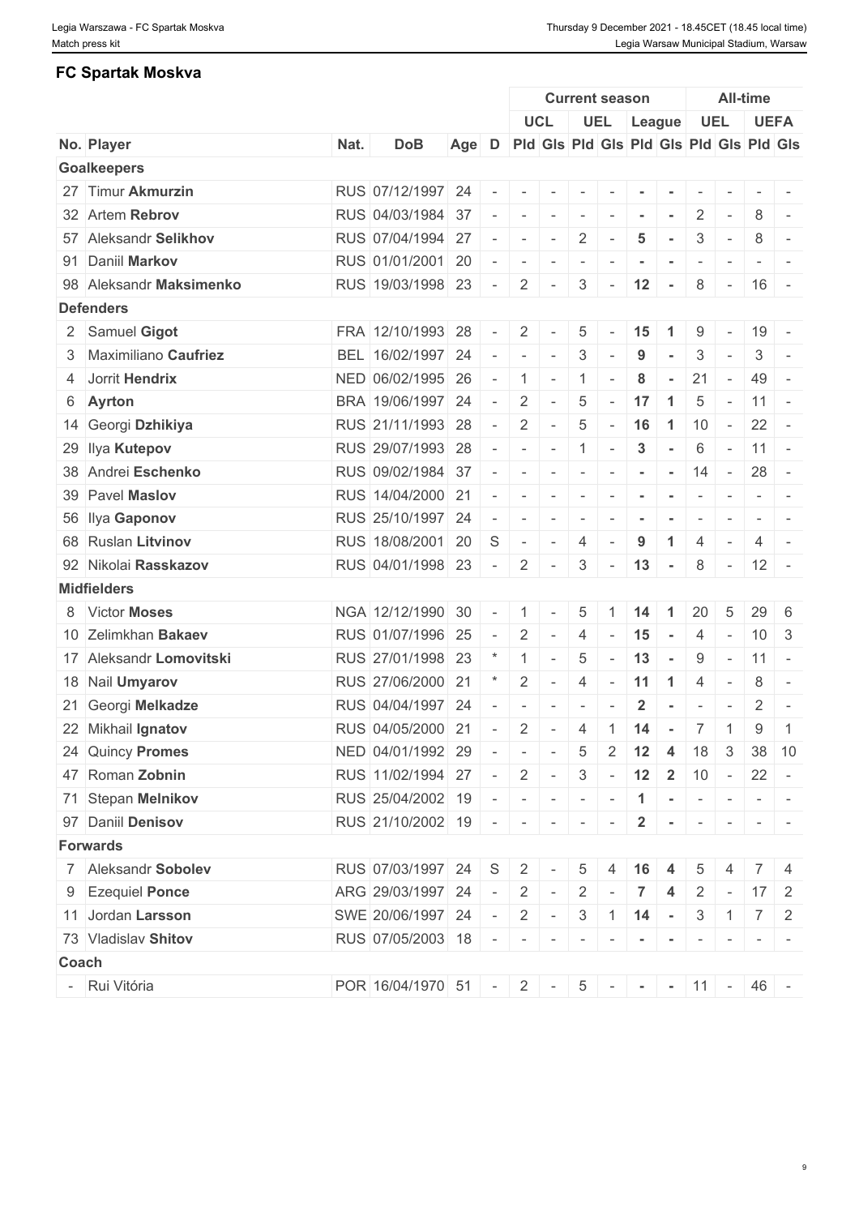## FC Spartak Moskva

| No. | Player | Nat. | DoB | Age | D | Current season | | | | | | All-time | | | |
|---|---|---|---|---|---|---|---|---|---|---|---|---|---|---|---|
| | | | | | | UCL | | UEL | | League | | UEL | | UEFA | |
| | | | | | | Pld | Gls | Pld | Gls | Pld | Gls | Pld | Gls | Pld | Gls |
| **Goalkeepers** | | | | | | | | | | | | | | | |
| 27 | Timur **Akmurzin** | RUS | 07/12/1997 | 24 | - | - | - | - | - | - | - | - | - | - | - |
| 32 | Artem **Rebrov** | RUS | 04/03/1984 | 37 | - | - | - | - | - | - | - | 2 | - | 8 | - |
| 57 | Aleksandr **Selikhov** | RUS | 07/04/1994 | 27 | - | - | - | 2 | - | 5 | - | 3 | - | 8 | - |
| 91 | Daniil **Markov** | RUS | 01/01/2001 | 20 | - | - | - | - | - | - | - | - | - | - | - |
| 98 | Aleksandr **Maksimenko** | RUS | 19/03/1998 | 23 | - | 2 | - | 3 | - | 12 | - | 8 | - | 16 | - |
| **Defenders** | | | | | | | | | | | | | | | |
| 2 | Samuel **Gigot** | FRA | 12/10/1993 | 28 | - | 2 | - | 5 | - | 15 | 1 | 9 | - | 19 | - |
| 3 | Maximiliano **Caufriez** | BEL | 16/02/1997 | 24 | - | - | - | 3 | - | 9 | - | 3 | - | 3 | - |
| 4 | Jorrit **Hendrix** | NED | 06/02/1995 | 26 | - | 1 | - | 1 | - | 8 | - | 21 | - | 49 | - |
| 6 | **Ayrton** | BRA | 19/06/1997 | 24 | - | 2 | - | 5 | - | 17 | 1 | 5 | - | 11 | - |
| 14 | Georgi **Dzhikiya** | RUS | 21/11/1993 | 28 | - | 2 | - | 5 | - | 16 | 1 | 10 | - | 22 | - |
| 29 | Ilya **Kutepov** | RUS | 29/07/1993 | 28 | - | - | - | 1 | - | 3 | - | 6 | - | 11 | - |
| 38 | Andrei **Eschenko** | RUS | 09/02/1984 | 37 | - | - | - | - | - | - | - | 14 | - | 28 | - |
| 39 | Pavel **Maslov** | RUS | 14/04/2000 | 21 | - | - | - | - | - | - | - | - | - | - | - |
| 56 | Ilya **Gaponov** | RUS | 25/10/1997 | 24 | - | - | - | - | - | - | - | - | - | - | - |
| 68 | Ruslan **Litvinov** | RUS | 18/08/2001 | 20 | S | - | - | 4 | - | 9 | 1 | 4 | - | 4 | - |
| 92 | Nikolai **Rasskazov** | RUS | 04/01/1998 | 23 | - | 2 | - | 3 | - | 13 | - | 8 | - | 12 | - |
| **Midfielders** | | | | | | | | | | | | | | | |
| 8 | Victor **Moses** | NGA | 12/12/1990 | 30 | - | 1 | - | 5 | 1 | 14 | 1 | 20 | 5 | 29 | 6 |
| 10 | Zelimkhan **Bakaev** | RUS | 01/07/1996 | 25 | - | 2 | - | 4 | - | 15 | - | 4 | - | 10 | 3 |
| 17 | Aleksandr **Lomovitski** | RUS | 27/01/1998 | 23 | * | 1 | - | 5 | - | 13 | - | 9 | - | 11 | - |
| 18 | Nail **Umyarov** | RUS | 27/06/2000 | 21 | * | 2 | - | 4 | - | 11 | 1 | 4 | - | 8 | - |
| 21 | Georgi **Melkadze** | RUS | 04/04/1997 | 24 | - | - | - | - | - | 2 | - | - | - | 2 | - |
| 22 | Mikhail **Ignatov** | RUS | 04/05/2000 | 21 | - | 2 | - | 4 | 1 | 14 | - | 7 | 1 | 9 | 1 |
| 24 | Quincy **Promes** | NED | 04/01/1992 | 29 | - | - | - | 5 | 2 | 12 | 4 | 18 | 3 | 38 | 10 |
| 47 | Roman **Zobnin** | RUS | 11/02/1994 | 27 | - | 2 | - | 3 | - | 12 | 2 | 10 | - | 22 | - |
| 71 | Stepan **Melnikov** | RUS | 25/04/2002 | 19 | - | - | - | - | - | 1 | - | - | - | - | - |
| 97 | Daniil **Denisov** | RUS | 21/10/2002 | 19 | - | - | - | - | - | 2 | - | - | - | - | - |
| **Forwards** | | | | | | | | | | | | | | | |
| 7 | Aleksandr **Sobolev** | RUS | 07/03/1997 | 24 | S | 2 | - | 5 | 4 | 16 | 4 | 5 | 4 | 7 | 4 |
| 9 | Ezequiel **Ponce** | ARG | 29/03/1997 | 24 | - | 2 | - | 2 | - | 7 | 4 | 2 | - | 17 | 2 |
| 11 | Jordan **Larsson** | SWE | 20/06/1997 | 24 | - | 2 | - | 3 | 1 | 14 | - | 3 | 1 | 7 | 2 |
| 73 | Vladislav **Shitov** | RUS | 07/05/2003 | 18 | - | - | - | - | - | - | - | - | - | - | - |
| **Coach** | | | | | | | | | | | | | | | |
| - | Rui Vitória | POR | 16/04/1970 | 51 | - | 2 | - | 5 | - | - | - | 11 | - | 46 | - |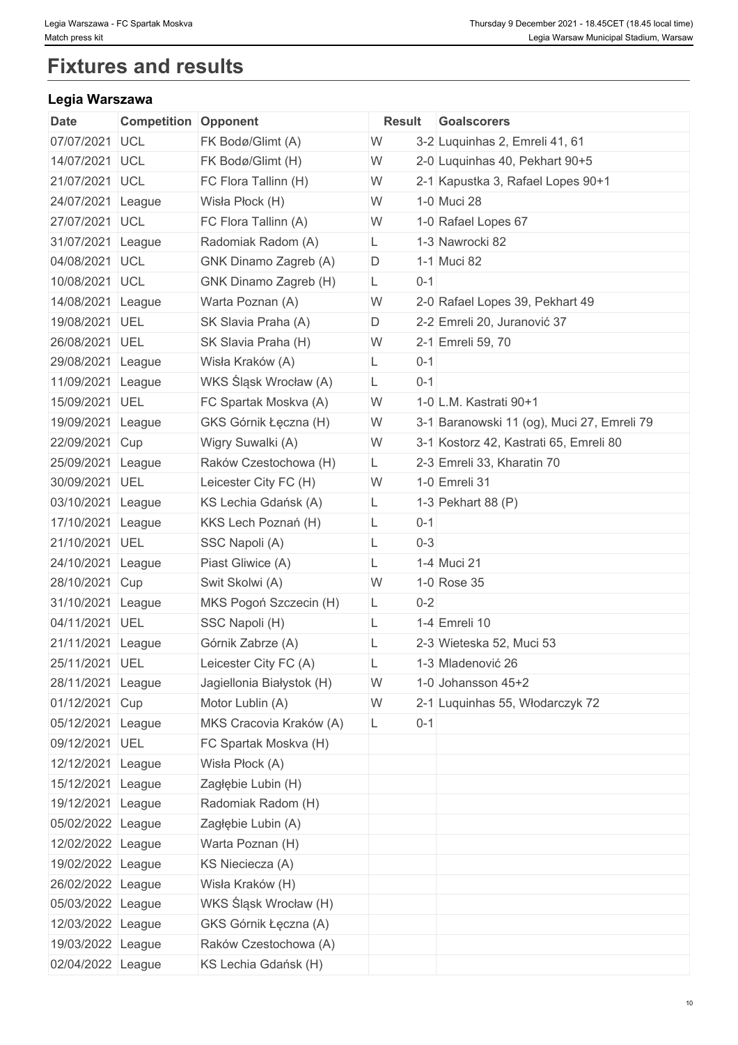# Fixtures and results

## Legia Warszawa

| Date | Competition | Opponent | Result | | Goalscorers |
|---|---|---|---|---|---|
| 07/07/2021 | UCL | FK Bodø/Glimt (A) | W | 3-2 | Luquinhas 2, Emreli 41, 61 |
| 14/07/2021 | UCL | FK Bodø/Glimt (H) | W | 2-0 | Luquinhas 40, Pekhart 90+5 |
| 21/07/2021 | UCL | FC Flora Tallinn (H) | W | 2-1 | Kapustka 3, Rafael Lopes 90+1 |
| 24/07/2021 | League | Wisła Płock (H) | W | 1-0 | Muci 28 |
| 27/07/2021 | UCL | FC Flora Tallinn (A) | W | 1-0 | Rafael Lopes 67 |
| 31/07/2021 | League | Radomiak Radom (A) | L | 1-3 | Nawrocki 82 |
| 04/08/2021 | UCL | GNK Dinamo Zagreb (A) | D | 1-1 | Muci 82 |
| 10/08/2021 | UCL | GNK Dinamo Zagreb (H) | L | 0-1 | |
| 14/08/2021 | League | Warta Poznan (A) | W | 2-0 | Rafael Lopes 39, Pekhart 49 |
| 19/08/2021 | UEL | SK Slavia Praha (A) | D | 2-2 | Emreli 20, Juranović 37 |
| 26/08/2021 | UEL | SK Slavia Praha (H) | W | 2-1 | Emreli 59, 70 |
| 29/08/2021 | League | Wisła Kraków (A) | L | 0-1 | |
| 11/09/2021 | League | WKS Śląsk Wrocław (A) | L | 0-1 | |
| 15/09/2021 | UEL | FC Spartak Moskva (A) | W | 1-0 | L.M. Kastrati 90+1 |
| 19/09/2021 | League | GKS Górnik Łęczna (H) | W | 3-1 | Baranowski 11 (og), Muci 27, Emreli 79 |
| 22/09/2021 | Cup | Wigry Suwalki (A) | W | 3-1 | Kostorz 42, Kastrati 65, Emreli 80 |
| 25/09/2021 | League | Raków Czestochowa (H) | L | 2-3 | Emreli 33, Kharatin 70 |
| 30/09/2021 | UEL | Leicester City FC (H) | W | 1-0 | Emreli 31 |
| 03/10/2021 | League | KS Lechia Gdańsk (A) | L | 1-3 | Pekhart 88 (P) |
| 17/10/2021 | League | KKS Lech Poznań (H) | L | 0-1 | |
| 21/10/2021 | UEL | SSC Napoli (A) | L | 0-3 | |
| 24/10/2021 | League | Piast Gliwice (A) | L | 1-4 | Muci 21 |
| 28/10/2021 | Cup | Swit Skolwi (A) | W | 1-0 | Rose 35 |
| 31/10/2021 | League | MKS Pogoń Szczecin (H) | L | 0-2 | |
| 04/11/2021 | UEL | SSC Napoli (H) | L | 1-4 | Emreli 10 |
| 21/11/2021 | League | Górnik Zabrze (A) | L | 2-3 | Wieteska 52, Muci 53 |
| 25/11/2021 | UEL | Leicester City FC (A) | L | 1-3 | Mladenović 26 |
| 28/11/2021 | League | Jagiellonia Białystok (H) | W | 1-0 | Johansson 45+2 |
| 01/12/2021 | Cup | Motor Lublin (A) | W | 2-1 | Luquinhas 55, Włodarczyk 72 |
| 05/12/2021 | League | MKS Cracovia Kraków (A) | L | 0-1 | |
| 09/12/2021 | UEL | FC Spartak Moskva (H) | | | |
| 12/12/2021 | League | Wisła Płock (A) | | | |
| 15/12/2021 | League | Zagłębie Lubin (H) | | | |
| 19/12/2021 | League | Radomiak Radom (H) | | | |
| 05/02/2022 | League | Zagłębie Lubin (A) | | | |
| 12/02/2022 | League | Warta Poznan (H) | | | |
| 19/02/2022 | League | KS Nieciecza (A) | | | |
| 26/02/2022 | League | Wisła Kraków (H) | | | |
| 05/03/2022 | League | WKS Śląsk Wrocław (H) | | | |
| 12/03/2022 | League | GKS Górnik Łęczna (A) | | | |
| 19/03/2022 | League | Raków Czestochowa (A) | | | |
| 02/04/2022 | League | KS Lechia Gdańsk (H) | | | |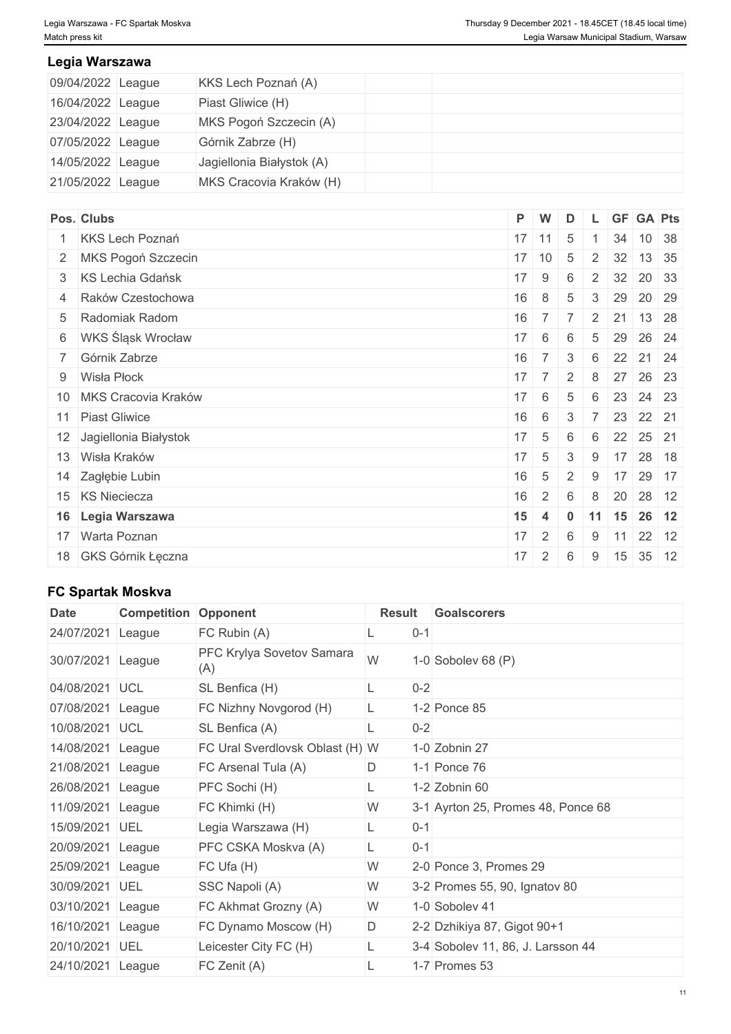## Legia Warszawa

| | | | | |
|---|---|---|---|---|
| 09/04/2022 | League | KKS Lech Poznań (A) | | |
| 16/04/2022 | League | Piast Gliwice (H) | | |
| 23/04/2022 | League | MKS Pogoń Szczecin (A) | | |
| 07/05/2022 | League | Górnik Zabrze (H) | | |
| 14/05/2022 | League | Jagiellonia Białystok (A) | | |
| 21/05/2022 | League | MKS Cracovia Kraków (H) | | |

| Pos. | Clubs | P | W | D | L | GF | GA | Pts |
|---|---|---|---|---|---|---|---|---|
| 1 | KKS Lech Poznań | 17 | 11 | 5 | 1 | 34 | 10 | 38 |
| 2 | MKS Pogoń Szczecin | 17 | 10 | 5 | 2 | 32 | 13 | 35 |
| 3 | KS Lechia Gdańsk | 17 | 9 | 6 | 2 | 32 | 20 | 33 |
| 4 | Raków Czestochowa | 16 | 8 | 5 | 3 | 29 | 20 | 29 |
| 5 | Radomiak Radom | 16 | 7 | 7 | 2 | 21 | 13 | 28 |
| 6 | WKS Śląsk Wrocław | 17 | 6 | 6 | 5 | 29 | 26 | 24 |
| 7 | Górnik Zabrze | 16 | 7 | 3 | 6 | 22 | 21 | 24 |
| 9 | Wisła Płock | 17 | 7 | 2 | 8 | 27 | 26 | 23 |
| 10 | MKS Cracovia Kraków | 17 | 6 | 5 | 6 | 23 | 24 | 23 |
| 11 | Piast Gliwice | 16 | 6 | 3 | 7 | 23 | 22 | 21 |
| 12 | Jagiellonia Białystok | 17 | 5 | 6 | 6 | 22 | 25 | 21 |
| 13 | Wisła Kraków | 17 | 5 | 3 | 9 | 17 | 28 | 18 |
| 14 | Zagłębie Lubin | 16 | 5 | 2 | 9 | 17 | 29 | 17 |
| 15 | KS Nieciecza | 16 | 2 | 6 | 8 | 20 | 28 | 12 |
| **16** | **Legia Warszawa** | **15** | **4** | **0** | **11** | **15** | **26** | **12** |
| 17 | Warta Poznan | 17 | 2 | 6 | 9 | 11 | 22 | 12 |
| 18 | GKS Górnik Łęczna | 17 | 2 | 6 | 9 | 15 | 35 | 12 |

## FC Spartak Moskva

| Date | Competition | Opponent | Result | | Goalscorers |
|---|---|---|---|---|---|
| 24/07/2021 | League | FC Rubin (A) | L | 0-1 | |
| 30/07/2021 | League | PFC Krylya Sovetov Samara (A) | W | 1-0 | Sobolev 68 (P) |
| 04/08/2021 | UCL | SL Benfica (H) | L | 0-2 | |
| 07/08/2021 | League | FC Nizhny Novgorod (H) | L | 1-2 | Ponce 85 |
| 10/08/2021 | UCL | SL Benfica (A) | L | 0-2 | |
| 14/08/2021 | League | FC Ural Sverdlovsk Oblast (H) | W | 1-0 | Zobnin 27 |
| 21/08/2021 | League | FC Arsenal Tula (A) | D | 1-1 | Ponce 76 |
| 26/08/2021 | League | PFC Sochi (H) | L | 1-2 | Zobnin 60 |
| 11/09/2021 | League | FC Khimki (H) | W | 3-1 | Ayrton 25, Promes 48, Ponce 68 |
| 15/09/2021 | UEL | Legia Warszawa (H) | L | 0-1 | |
| 20/09/2021 | League | PFC CSKA Moskva (A) | L | 0-1 | |
| 25/09/2021 | League | FC Ufa (H) | W | 2-0 | Ponce 3, Promes 29 |
| 30/09/2021 | UEL | SSC Napoli (A) | W | 3-2 | Promes 55, 90, Ignatov 80 |
| 03/10/2021 | League | FC Akhmat Grozny (A) | W | 1-0 | Sobolev 41 |
| 16/10/2021 | League | FC Dynamo Moscow (H) | D | 2-2 | Dzhikiya 87, Gigot 90+1 |
| 20/10/2021 | UEL | Leicester City FC (H) | L | 3-4 | Sobolev 11, 86, J. Larsson 44 |
| 24/10/2021 | League | FC Zenit (A) | L | 1-7 | Promes 53 |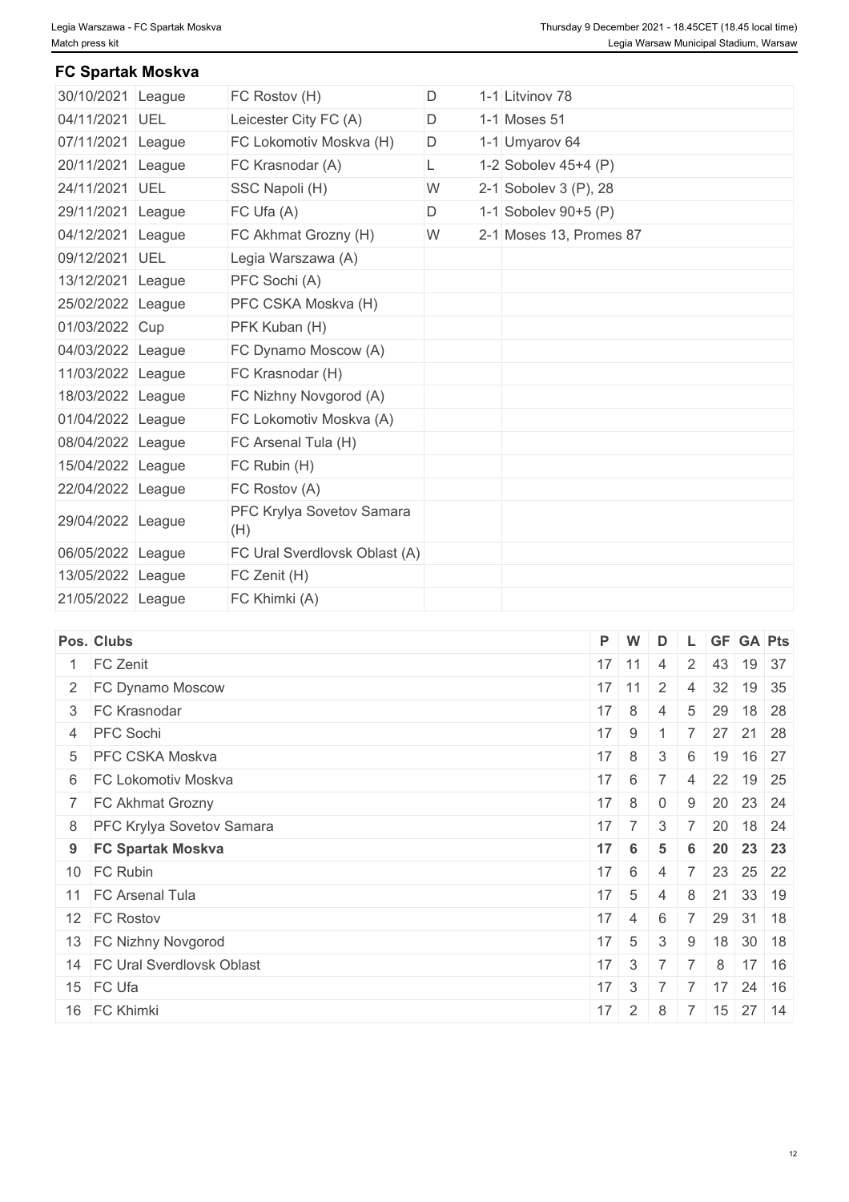## FC Spartak Moskva

| Date | Competition | Opponent | Result | Score / Scorers |
| --- | --- | --- | --- | --- |
| 30/10/2021 | League | FC Rostov (H) | D | 1-1 Litvinov 78 |
| 04/11/2021 | UEL | Leicester City FC (A) | D | 1-1 Moses 51 |
| 07/11/2021 | League | FC Lokomotiv Moskva (H) | D | 1-1 Umyarov 64 |
| 20/11/2021 | League | FC Krasnodar (A) | L | 1-2 Sobolev 45+4 (P) |
| 24/11/2021 | UEL | SSC Napoli (H) | W | 2-1 Sobolev 3 (P), 28 |
| 29/11/2021 | League | FC Ufa (A) | D | 1-1 Sobolev 90+5 (P) |
| 04/12/2021 | League | FC Akhmat Grozny (H) | W | 2-1 Moses 13, Promes 87 |
| 09/12/2021 | UEL | Legia Warszawa (A) | | |
| 13/12/2021 | League | PFC Sochi (A) | | |
| 25/02/2022 | League | PFC CSKA Moskva (H) | | |
| 01/03/2022 | Cup | PFK Kuban (H) | | |
| 04/03/2022 | League | FC Dynamo Moscow (A) | | |
| 11/03/2022 | League | FC Krasnodar (H) | | |
| 18/03/2022 | League | FC Nizhny Novgorod (A) | | |
| 01/04/2022 | League | FC Lokomotiv Moskva (A) | | |
| 08/04/2022 | League | FC Arsenal Tula (H) | | |
| 15/04/2022 | League | FC Rubin (H) | | |
| 22/04/2022 | League | FC Rostov (A) | | |
| 29/04/2022 | League | PFC Krylya Sovetov Samara (H) | | |
| 06/05/2022 | League | FC Ural Sverdlovsk Oblast (A) | | |
| 13/05/2022 | League | FC Zenit (H) | | |
| 21/05/2022 | League | FC Khimki (A) | | |

| Pos. | Clubs | P | W | D | L | GF | GA | Pts |
| --- | --- | --- | --- | --- | --- | --- | --- | --- |
| 1 | FC Zenit | 17 | 11 | 4 | 2 | 43 | 19 | 37 |
| 2 | FC Dynamo Moscow | 17 | 11 | 2 | 4 | 32 | 19 | 35 |
| 3 | FC Krasnodar | 17 | 8 | 4 | 5 | 29 | 18 | 28 |
| 4 | PFC Sochi | 17 | 9 | 1 | 7 | 27 | 21 | 28 |
| 5 | PFC CSKA Moskva | 17 | 8 | 3 | 6 | 19 | 16 | 27 |
| 6 | FC Lokomotiv Moskva | 17 | 6 | 7 | 4 | 22 | 19 | 25 |
| 7 | FC Akhmat Grozny | 17 | 8 | 0 | 9 | 20 | 23 | 24 |
| 8 | PFC Krylya Sovetov Samara | 17 | 7 | 3 | 7 | 20 | 18 | 24 |
| **9** | **FC Spartak Moskva** | **17** | **6** | **5** | **6** | **20** | **23** | **23** |
| 10 | FC Rubin | 17 | 6 | 4 | 7 | 23 | 25 | 22 |
| 11 | FC Arsenal Tula | 17 | 5 | 4 | 8 | 21 | 33 | 19 |
| 12 | FC Rostov | 17 | 4 | 6 | 7 | 29 | 31 | 18 |
| 13 | FC Nizhny Novgorod | 17 | 5 | 3 | 9 | 18 | 30 | 18 |
| 14 | FC Ural Sverdlovsk Oblast | 17 | 3 | 7 | 7 | 8 | 17 | 16 |
| 15 | FC Ufa | 17 | 3 | 7 | 7 | 17 | 24 | 16 |
| 16 | FC Khimki | 17 | 2 | 8 | 7 | 15 | 27 | 14 |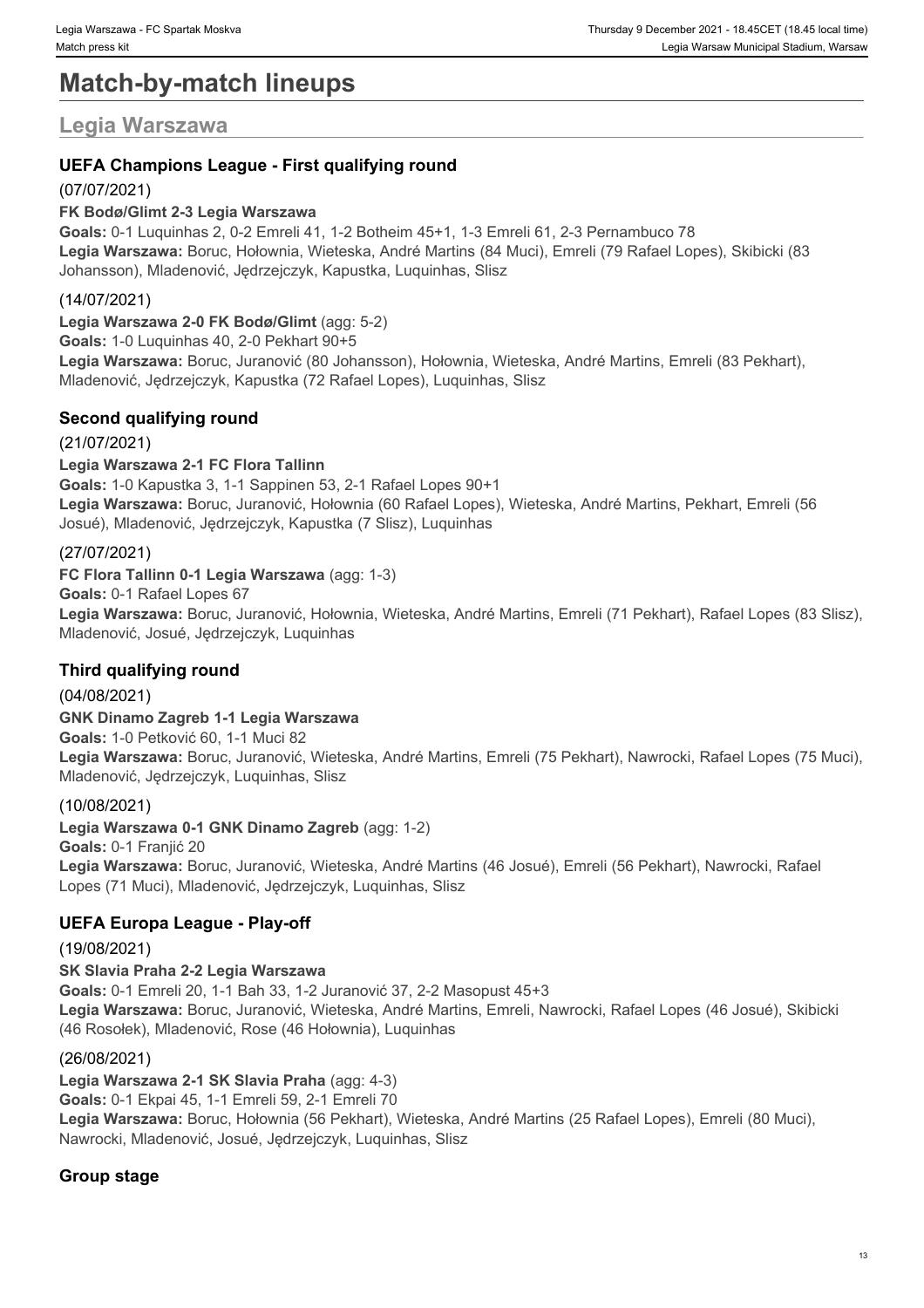# Match-by-match lineups

## Legia Warszawa

### UEFA Champions League - First qualifying round

(07/07/2021)

**FK Bodø/Glimt 2-3 Legia Warszawa**

**Goals:** 0-1 Luquinhas 2, 0-2 Emreli 41, 1-2 Botheim 45+1, 1-3 Emreli 61, 2-3 Pernambuco 78

**Legia Warszawa:** Boruc, Hołownia, Wieteska, André Martins (84 Muci), Emreli (79 Rafael Lopes), Skibicki (83 Johansson), Mladenović, Jędrzejczyk, Kapustka, Luquinhas, Slisz

(14/07/2021)

**Legia Warszawa 2-0 FK Bodø/Glimt** (agg: 5-2)

**Goals:** 1-0 Luquinhas 40, 2-0 Pekhart 90+5

**Legia Warszawa:** Boruc, Juranović (80 Johansson), Hołownia, Wieteska, André Martins, Emreli (83 Pekhart), Mladenović, Jędrzejczyk, Kapustka (72 Rafael Lopes), Luquinhas, Slisz

### Second qualifying round

(21/07/2021)

**Legia Warszawa 2-1 FC Flora Tallinn**

**Goals:** 1-0 Kapustka 3, 1-1 Sappinen 53, 2-1 Rafael Lopes 90+1

**Legia Warszawa:** Boruc, Juranović, Hołownia (60 Rafael Lopes), Wieteska, André Martins, Pekhart, Emreli (56 Josué), Mladenović, Jędrzejczyk, Kapustka (7 Slisz), Luquinhas

(27/07/2021)

**FC Flora Tallinn 0-1 Legia Warszawa** (agg: 1-3)

**Goals:** 0-1 Rafael Lopes 67

**Legia Warszawa:** Boruc, Juranović, Hołownia, Wieteska, André Martins, Emreli (71 Pekhart), Rafael Lopes (83 Slisz), Mladenović, Josué, Jędrzejczyk, Luquinhas

### Third qualifying round

(04/08/2021)

**GNK Dinamo Zagreb 1-1 Legia Warszawa**

**Goals:** 1-0 Petković 60, 1-1 Muci 82

**Legia Warszawa:** Boruc, Juranović, Wieteska, André Martins, Emreli (75 Pekhart), Nawrocki, Rafael Lopes (75 Muci), Mladenović, Jędrzejczyk, Luquinhas, Slisz

(10/08/2021)

**Legia Warszawa 0-1 GNK Dinamo Zagreb** (agg: 1-2)

**Goals:** 0-1 Franjić 20

**Legia Warszawa:** Boruc, Juranović, Wieteska, André Martins (46 Josué), Emreli (56 Pekhart), Nawrocki, Rafael Lopes (71 Muci), Mladenović, Jędrzejczyk, Luquinhas, Slisz

### UEFA Europa League - Play-off

(19/08/2021)

**SK Slavia Praha 2-2 Legia Warszawa**

**Goals:** 0-1 Emreli 20, 1-1 Bah 33, 1-2 Juranović 37, 2-2 Masopust 45+3

**Legia Warszawa:** Boruc, Juranović, Wieteska, André Martins, Emreli, Nawrocki, Rafael Lopes (46 Josué), Skibicki (46 Rosołek), Mladenović, Rose (46 Hołownia), Luquinhas

(26/08/2021)

**Legia Warszawa 2-1 SK Slavia Praha** (agg: 4-3)

**Goals:** 0-1 Ekpai 45, 1-1 Emreli 59, 2-1 Emreli 70

**Legia Warszawa:** Boruc, Hołownia (56 Pekhart), Wieteska, André Martins (25 Rafael Lopes), Emreli (80 Muci), Nawrocki, Mladenović, Josué, Jędrzejczyk, Luquinhas, Slisz

### Group stage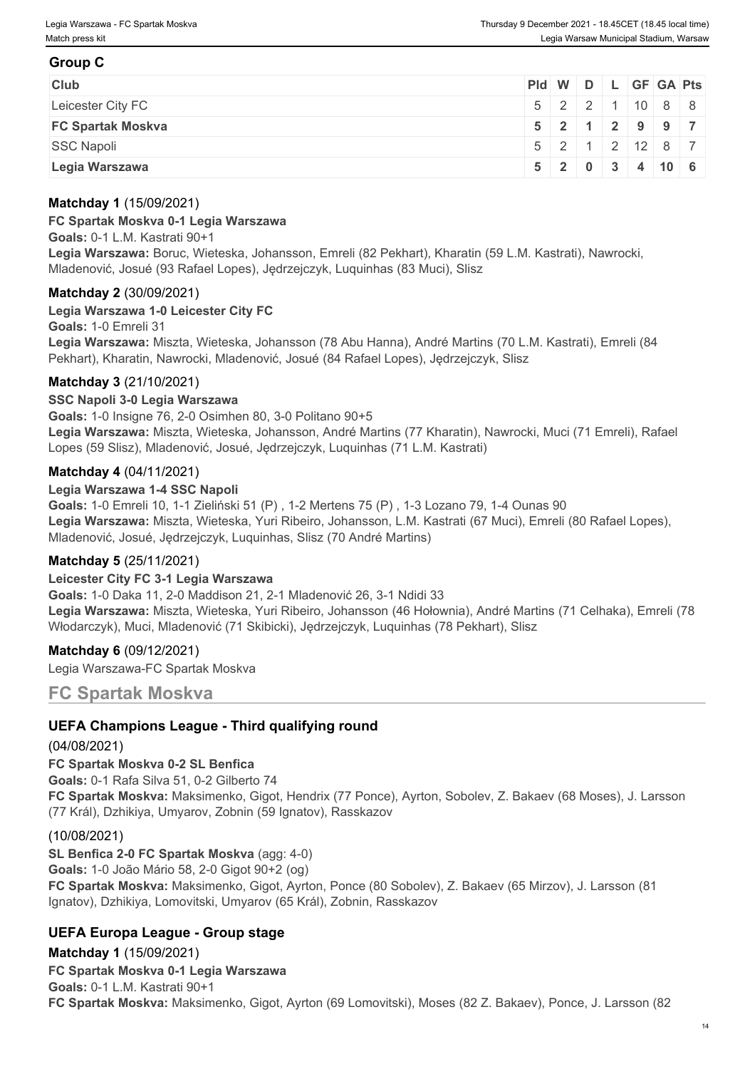## Group C

| Club | Pld | W | D | L | GF | GA | Pts |
|---|---|---|---|---|---|---|---|
| Leicester City FC | 5 | 2 | 2 | 1 | 10 | 8 | 8 |
| **FC Spartak Moskva** | **5** | **2** | **1** | **2** | **9** | **9** | **7** |
| SSC Napoli | 5 | 2 | 1 | 2 | 12 | 8 | 7 |
| **Legia Warszawa** | **5** | **2** | **0** | **3** | **4** | **10** | **6** |

### Matchday 1 (15/09/2021)

**FC Spartak Moskva 0-1 Legia Warszawa**

**Goals:** 0-1 L.M. Kastrati 90+1

**Legia Warszawa:** Boruc, Wieteska, Johansson, Emreli (82 Pekhart), Kharatin (59 L.M. Kastrati), Nawrocki, Mladenović, Josué (93 Rafael Lopes), Jędrzejczyk, Luquinhas (83 Muci), Slisz

### Matchday 2 (30/09/2021)

**Legia Warszawa 1-0 Leicester City FC**

**Goals:** 1-0 Emreli 31

**Legia Warszawa:** Miszta, Wieteska, Johansson (78 Abu Hanna), André Martins (70 L.M. Kastrati), Emreli (84 Pekhart), Kharatin, Nawrocki, Mladenović, Josué (84 Rafael Lopes), Jędrzejczyk, Slisz

### Matchday 3 (21/10/2021)

**SSC Napoli 3-0 Legia Warszawa**

**Goals:** 1-0 Insigne 76, 2-0 Osimhen 80, 3-0 Politano 90+5

**Legia Warszawa:** Miszta, Wieteska, Johansson, André Martins (77 Kharatin), Nawrocki, Muci (71 Emreli), Rafael Lopes (59 Slisz), Mladenović, Josué, Jędrzejczyk, Luquinhas (71 L.M. Kastrati)

### Matchday 4 (04/11/2021)

**Legia Warszawa 1-4 SSC Napoli**

**Goals:** 1-0 Emreli 10, 1-1 Zieliński 51 (P) , 1-2 Mertens 75 (P) , 1-3 Lozano 79, 1-4 Ounas 90

**Legia Warszawa:** Miszta, Wieteska, Yuri Ribeiro, Johansson, L.M. Kastrati (67 Muci), Emreli (80 Rafael Lopes), Mladenović, Josué, Jędrzejczyk, Luquinhas, Slisz (70 André Martins)

### Matchday 5 (25/11/2021)

**Leicester City FC 3-1 Legia Warszawa**

**Goals:** 1-0 Daka 11, 2-0 Maddison 21, 2-1 Mladenović 26, 3-1 Ndidi 33

**Legia Warszawa:** Miszta, Wieteska, Yuri Ribeiro, Johansson (46 Hołownia), André Martins (71 Celhaka), Emreli (78 Włodarczyk), Muci, Mladenović (71 Skibicki), Jędrzejczyk, Luquinhas (78 Pekhart), Slisz

### Matchday 6 (09/12/2021)

Legia Warszawa-FC Spartak Moskva

## FC Spartak Moskva

### UEFA Champions League - Third qualifying round

(04/08/2021)

**FC Spartak Moskva 0-2 SL Benfica**

**Goals:** 0-1 Rafa Silva 51, 0-2 Gilberto 74

**FC Spartak Moskva:** Maksimenko, Gigot, Hendrix (77 Ponce), Ayrton, Sobolev, Z. Bakaev (68 Moses), J. Larsson (77 Král), Dzhikiya, Umyarov, Zobnin (59 Ignatov), Rasskazov

(10/08/2021)

**SL Benfica 2-0 FC Spartak Moskva** (agg: 4-0)

**Goals:** 1-0 João Mário 58, 2-0 Gigot 90+2 (og)

**FC Spartak Moskva:** Maksimenko, Gigot, Ayrton, Ponce (80 Sobolev), Z. Bakaev (65 Mirzov), J. Larsson (81 Ignatov), Dzhikiya, Lomovitski, Umyarov (65 Král), Zobnin, Rasskazov

### UEFA Europa League - Group stage

### Matchday 1 (15/09/2021)

**FC Spartak Moskva 0-1 Legia Warszawa**

**Goals:** 0-1 L.M. Kastrati 90+1

**FC Spartak Moskva:** Maksimenko, Gigot, Ayrton (69 Lomovitski), Moses (82 Z. Bakaev), Ponce, J. Larsson (82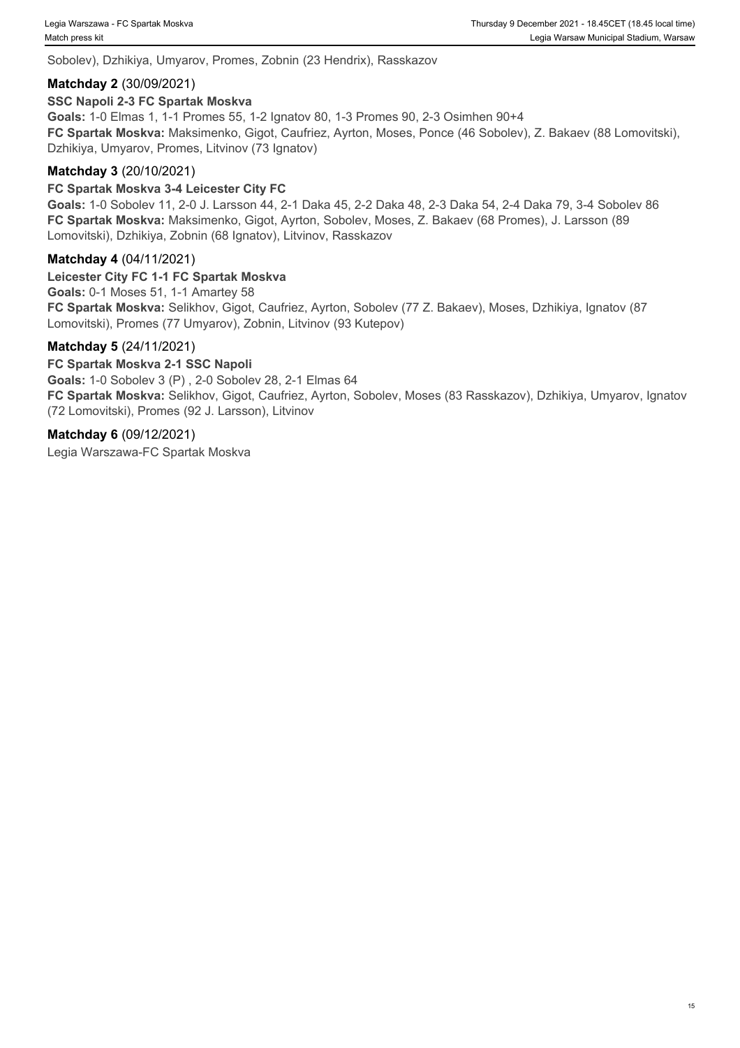Sobolev), Dzhikiya, Umyarov, Promes, Zobnin (23 Hendrix), Rasskazov

### Matchday 2 (30/09/2021)

**SSC Napoli 2-3 FC Spartak Moskva**

**Goals:** 1-0 Elmas 1, 1-1 Promes 55, 1-2 Ignatov 80, 1-3 Promes 90, 2-3 Osimhen 90+4

**FC Spartak Moskva:** Maksimenko, Gigot, Caufriez, Ayrton, Moses, Ponce (46 Sobolev), Z. Bakaev (88 Lomovitski), Dzhikiya, Umyarov, Promes, Litvinov (73 Ignatov)

### Matchday 3 (20/10/2021)

**FC Spartak Moskva 3-4 Leicester City FC**

**Goals:** 1-0 Sobolev 11, 2-0 J. Larsson 44, 2-1 Daka 45, 2-2 Daka 48, 2-3 Daka 54, 2-4 Daka 79, 3-4 Sobolev 86

**FC Spartak Moskva:** Maksimenko, Gigot, Ayrton, Sobolev, Moses, Z. Bakaev (68 Promes), J. Larsson (89 Lomovitski), Dzhikiya, Zobnin (68 Ignatov), Litvinov, Rasskazov

### Matchday 4 (04/11/2021)

**Leicester City FC 1-1 FC Spartak Moskva**

**Goals:** 0-1 Moses 51, 1-1 Amartey 58

**FC Spartak Moskva:** Selikhov, Gigot, Caufriez, Ayrton, Sobolev (77 Z. Bakaev), Moses, Dzhikiya, Ignatov (87 Lomovitski), Promes (77 Umyarov), Zobnin, Litvinov (93 Kutepov)

### Matchday 5 (24/11/2021)

**FC Spartak Moskva 2-1 SSC Napoli**

**Goals:** 1-0 Sobolev 3 (P) , 2-0 Sobolev 28, 2-1 Elmas 64

**FC Spartak Moskva:** Selikhov, Gigot, Caufriez, Ayrton, Sobolev, Moses (83 Rasskazov), Dzhikiya, Umyarov, Ignatov (72 Lomovitski), Promes (92 J. Larsson), Litvinov

### Matchday 6 (09/12/2021)

Legia Warszawa-FC Spartak Moskva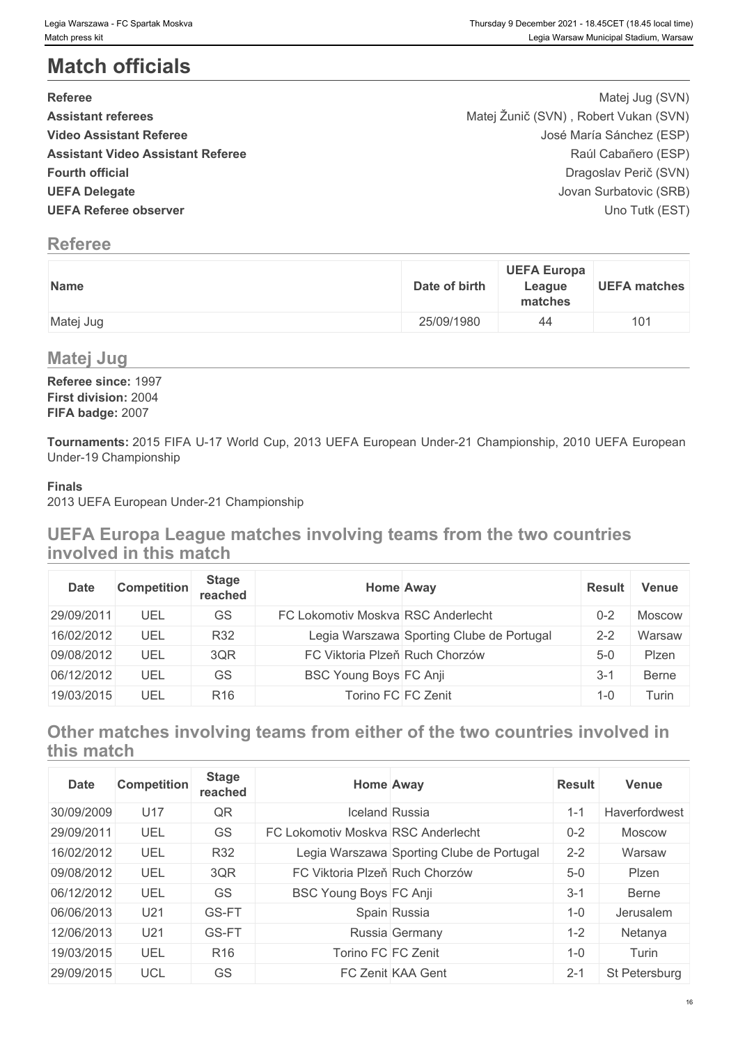# Match officials

| | |
|---|---|
| **Referee** | Matej Jug (SVN) |
| **Assistant referees** | Matej Žunič (SVN) , Robert Vukan (SVN) |
| **Video Assistant Referee** | José María Sánchez (ESP) |
| **Assistant Video Assistant Referee** | Raúl Cabañero (ESP) |
| **Fourth official** | Dragoslav Perič (SVN) |
| **UEFA Delegate** | Jovan Surbatovic (SRB) |
| **UEFA Referee observer** | Uno Tutk (EST) |

## Referee

| Name | Date of birth | UEFA Europa League matches | UEFA matches |
|---|---|---|---|
| Matej Jug | 25/09/1980 | 44 | 101 |

## Matej Jug

**Referee since:** 1997
**First division:** 2004
**FIFA badge:** 2007

**Tournaments:** 2015 FIFA U-17 World Cup, 2013 UEFA European Under-21 Championship, 2010 UEFA European Under-19 Championship

**Finals**
2013 UEFA European Under-21 Championship

## UEFA Europa League matches involving teams from the two countries involved in this match

| Date | Competition | Stage reached | Home | Away | Result | Venue |
|---|---|---|---|---|---|---|
| 29/09/2011 | UEL | GS | FC Lokomotiv Moskva | RSC Anderlecht | 0-2 | Moscow |
| 16/02/2012 | UEL | R32 | Legia Warszawa | Sporting Clube de Portugal | 2-2 | Warsaw |
| 09/08/2012 | UEL | 3QR | FC Viktoria Plzeň | Ruch Chorzów | 5-0 | Plzen |
| 06/12/2012 | UEL | GS | BSC Young Boys | FC Anji | 3-1 | Berne |
| 19/03/2015 | UEL | R16 | Torino FC | FC Zenit | 1-0 | Turin |

## Other matches involving teams from either of the two countries involved in this match

| Date | Competition | Stage reached | Home | Away | Result | Venue |
|---|---|---|---|---|---|---|
| 30/09/2009 | U17 | QR | Iceland | Russia | 1-1 | Haverfordwest |
| 29/09/2011 | UEL | GS | FC Lokomotiv Moskva | RSC Anderlecht | 0-2 | Moscow |
| 16/02/2012 | UEL | R32 | Legia Warszawa | Sporting Clube de Portugal | 2-2 | Warsaw |
| 09/08/2012 | UEL | 3QR | FC Viktoria Plzeň | Ruch Chorzów | 5-0 | Plzen |
| 06/12/2012 | UEL | GS | BSC Young Boys | FC Anji | 3-1 | Berne |
| 06/06/2013 | U21 | GS-FT | Spain | Russia | 1-0 | Jerusalem |
| 12/06/2013 | U21 | GS-FT | Russia | Germany | 1-2 | Netanya |
| 19/03/2015 | UEL | R16 | Torino FC | FC Zenit | 1-0 | Turin |
| 29/09/2015 | UCL | GS | FC Zenit | KAA Gent | 2-1 | St Petersburg |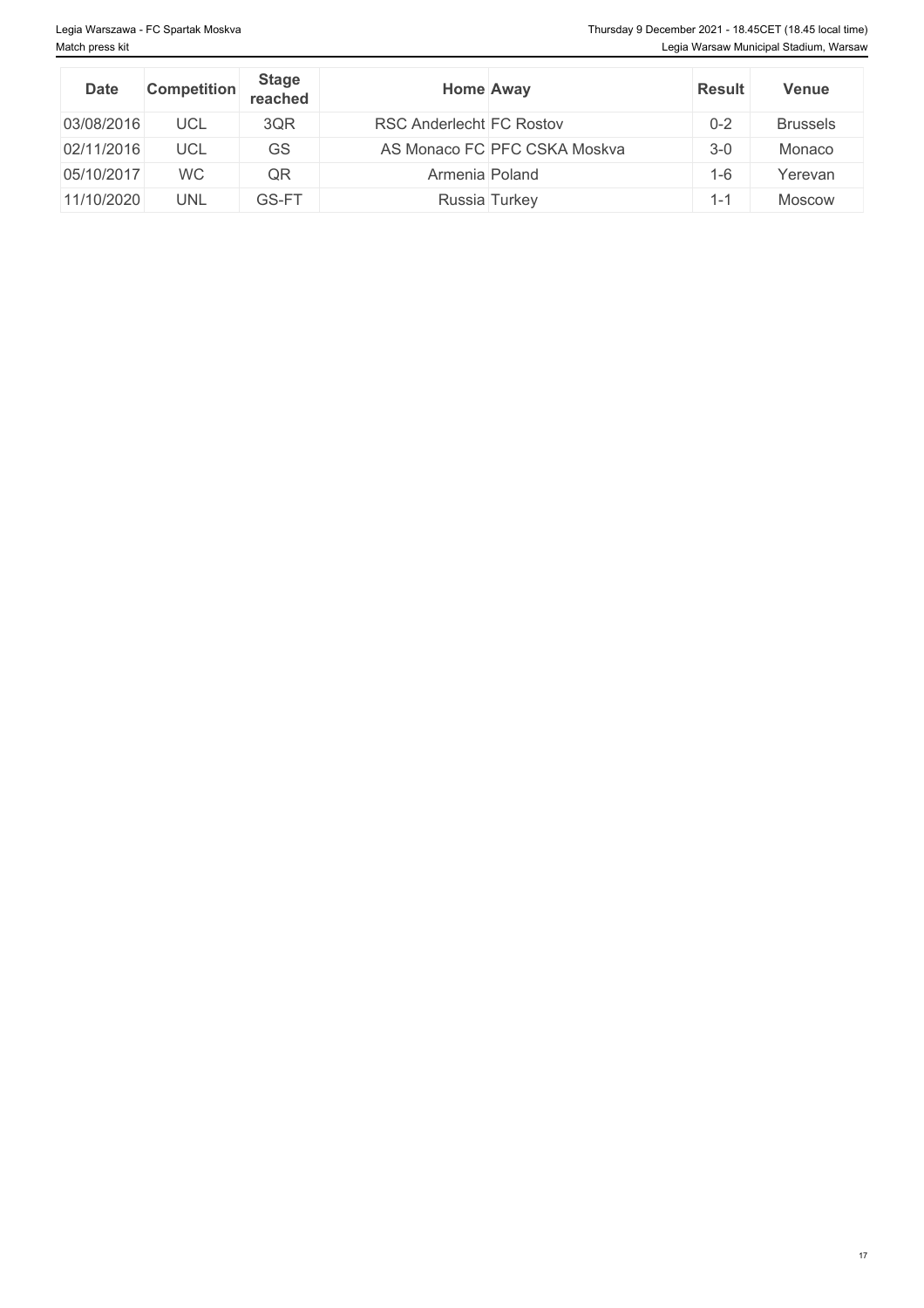| Date | Competition | Stage reached | Home | Away | Result | Venue |
| --- | --- | --- | --- | --- | --- | --- |
| 03/08/2016 | UCL | 3QR | RSC Anderlecht | FC Rostov | 0-2 | Brussels |
| 02/11/2016 | UCL | GS | AS Monaco FC | PFC CSKA Moskva | 3-0 | Monaco |
| 05/10/2017 | WC | QR | Armenia | Poland | 1-6 | Yerevan |
| 11/10/2020 | UNL | GS-FT | Russia | Turkey | 1-1 | Moscow |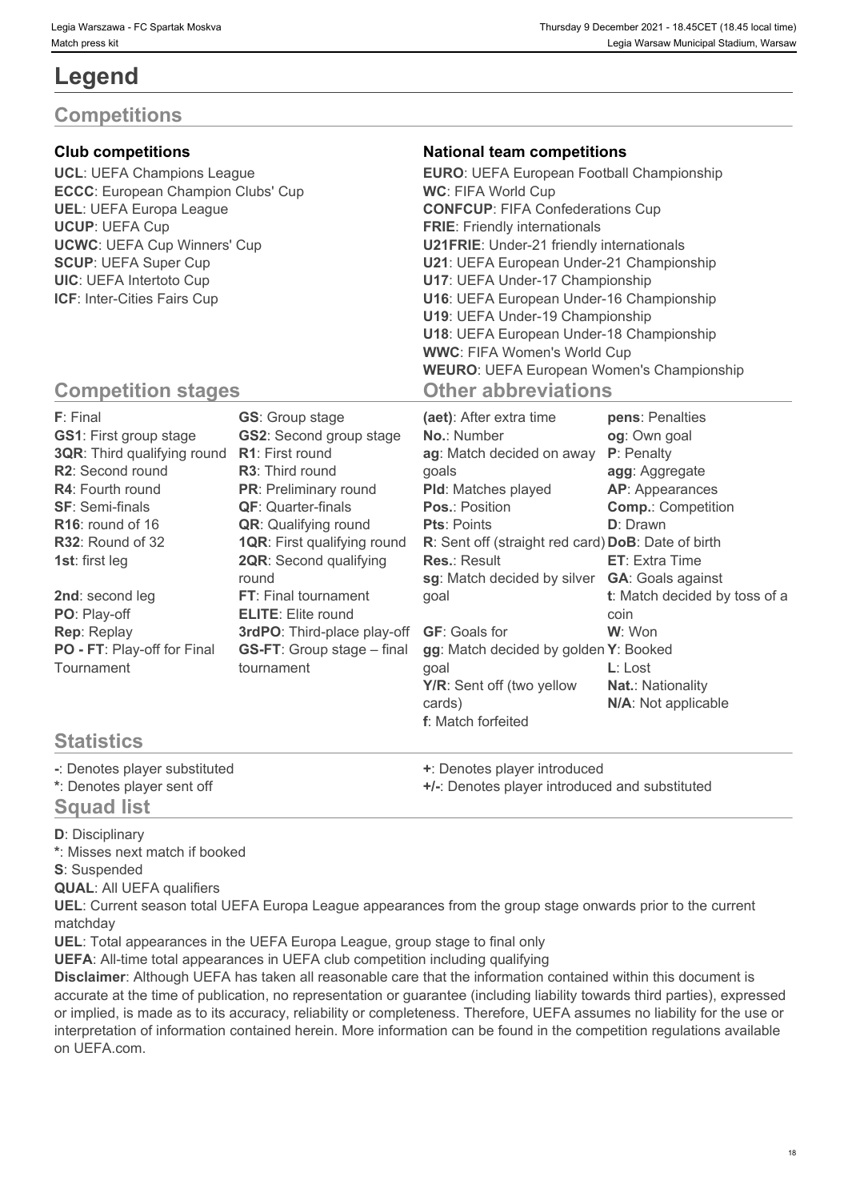# Legend

## Competitions

### Club competitions

**UCL**: UEFA Champions League
**ECCC**: European Champion Clubs' Cup
**UEL**: UEFA Europa League
**UCUP**: UEFA Cup
**UCWC**: UEFA Cup Winners' Cup
**SCUP**: UEFA Super Cup
**UIC**: UEFA Intertoto Cup
**ICF**: Inter-Cities Fairs Cup

### National team competitions

**EURO**: UEFA European Football Championship
**WC**: FIFA World Cup
**CONFCUP**: FIFA Confederations Cup
**FRIE**: Friendly internationals
**U21FRIE**: Under-21 friendly internationals
**U21**: UEFA European Under-21 Championship
**U17**: UEFA Under-17 Championship
**U16**: UEFA European Under-16 Championship
**U19**: UEFA Under-19 Championship
**U18**: UEFA European Under-18 Championship
**WWC**: FIFA Women's World Cup
**WEURO**: UEFA European Women's Championship

## Competition stages

**F**: Final
**GS1**: First group stage
**3QR**: Third qualifying round
**R2**: Second round
**R4**: Fourth round
**SF**: Semi-finals
**R16**: round of 16
**R32**: Round of 32
**1st**: first leg
**2nd**: second leg
**PO**: Play-off
**Rep**: Replay
**PO - FT**: Play-off for Final Tournament
**GS**: Group stage
**GS2**: Second group stage
**R1**: First round
**R3**: Third round
**PR**: Preliminary round
**QF**: Quarter-finals
**QR**: Qualifying round
**1QR**: First qualifying round
**2QR**: Second qualifying round
**FT**: Final tournament
**ELITE**: Elite round
**3rdPO**: Third-place play-off
**GS-FT**: Group stage – final tournament

## Other abbreviations

**(aet)**: After extra time
**No.**: Number
**ag**: Match decided on away goals
**Pld**: Matches played
**Pos.**: Position
**Pts**: Points
**R**: Sent off (straight red card)
**Res.**: Result
**sg**: Match decided by silver goal
**GF**: Goals for
**gg**: Match decided by golden goal
**Y/R**: Sent off (two yellow cards)
**f**: Match forfeited
**pens**: Penalties
**og**: Own goal
**P**: Penalty
**agg**: Aggregate
**AP**: Appearances
**Comp.**: Competition
**D**: Drawn
**DoB**: Date of birth
**ET**: Extra Time
**GA**: Goals against
**t**: Match decided by toss of a coin
**W**: Won
**Y**: Booked
**L**: Lost
**Nat.**: Nationality
**N/A**: Not applicable

## Statistics

**-**: Denotes player substituted
**\***: Denotes player sent off
**+**: Denotes player introduced
**+/-**: Denotes player introduced and substituted

## Squad list

**D**: Disciplinary
**\***: Misses next match if booked
**S**: Suspended
**QUAL**: All UEFA qualifiers
**UEL**: Current season total UEFA Europa League appearances from the group stage onwards prior to the current matchday
**UEL**: Total appearances in the UEFA Europa League, group stage to final only
**UEFA**: All-time total appearances in UEFA club competition including qualifying
**Disclaimer**: Although UEFA has taken all reasonable care that the information contained within this document is accurate at the time of publication, no representation or guarantee (including liability towards third parties), expressed or implied, is made as to its accuracy, reliability or completeness. Therefore, UEFA assumes no liability for the use or interpretation of information contained herein. More information can be found in the competition regulations available on UEFA.com.